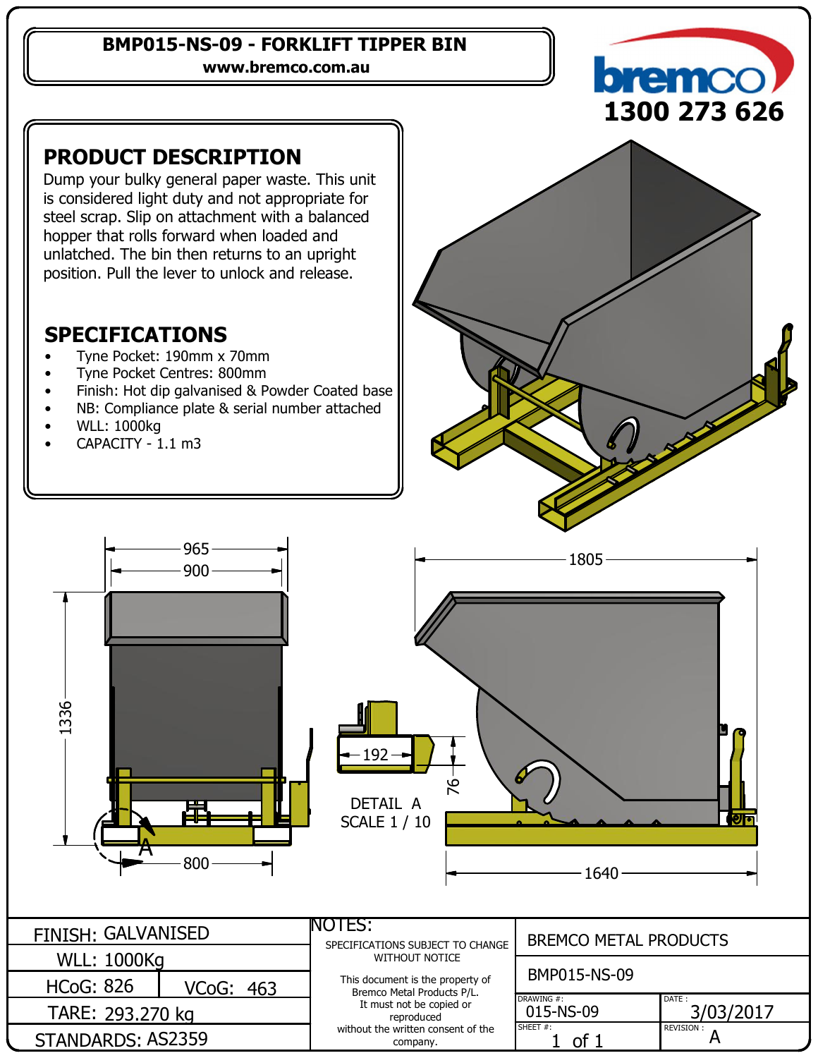# BMP015-NS-09 - FORKLIFT TIPPER BIN

**www.bremco.com.au**

bremco
**1300 273 626**

## PRODUCT DESCRIPTION

Dump your bulky general paper waste. This unit is considered light duty and not appropriate for steel scrap. Slip on attachment with a balanced hopper that rolls forward when loaded and unlatched. The bin then returns to an upright position. Pull the lever to unlock and release.

## SPECIFICATIONS

- Tyne Pocket: 190mm x 70mm
- Tyne Pocket Centres: 800mm
- Finish: Hot dip galvanised & Powder Coated base
- NB: Compliance plate & serial number attached
- WLL: 1000kg
- CAPACITY - 1.1 m3

965
900
1336
800
A

192
76
DETAIL A
SCALE 1 / 10

1805
1640

| FINISH: GALVANISED | |
|---|---|
| WLL: 1000Kg | |
| HCoG: 826 | VCoG: 463 |
| TARE: 293.270 kg | |
| STANDARDS: AS2359 | |

NOTES:
SPECIFICATIONS SUBJECT TO CHANGE WITHOUT NOTICE

This document is the property of Bremco Metal Products P/L.
It must not be copied or reproduced
without the written consent of the company.

| BREMCO METAL PRODUCTS | |
|---|---|
| BMP015-NS-09 | |
| DRAWING #: 015-NS-09 | DATE : 3/03/2017 |
| SHEET #: 1 of 1 | REVISION : A |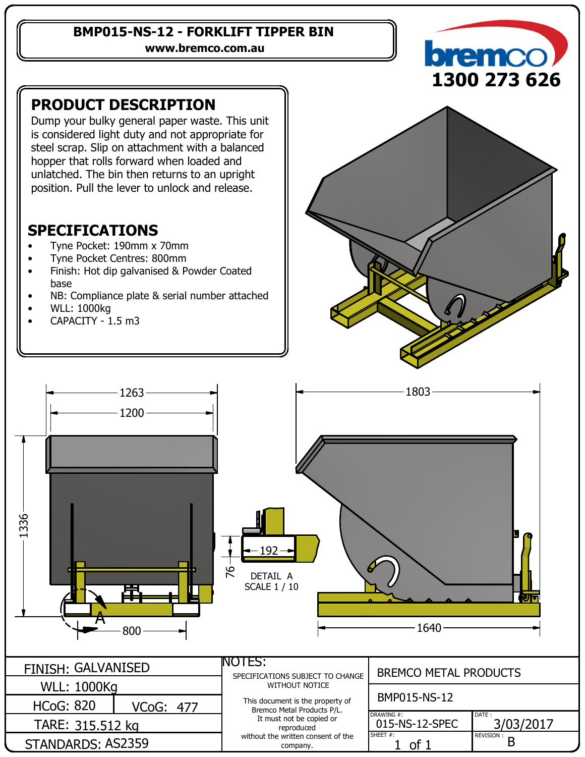# BMP015-NS-12 - FORKLIFT TIPPER BIN

www.bremco.com.au

bremco
1300 273 626

## PRODUCT DESCRIPTION

Dump your bulky general paper waste. This unit is considered light duty and not appropriate for steel scrap. Slip on attachment with a balanced hopper that rolls forward when loaded and unlatched. The bin then returns to an upright position. Pull the lever to unlock and release.

## SPECIFICATIONS

- Tyne Pocket: 190mm x 70mm
- Tyne Pocket Centres: 800mm
- Finish: Hot dip galvanised & Powder Coated base
- NB: Compliance plate & serial number attached
- WLL: 1000kg
- CAPACITY - 1.5 m3

1263
1200
1336
800
A
192
76
DETAIL A
SCALE 1 / 10
1803
1640

| FINISH: GALVANISED | | NOTES: SPECIFICATIONS SUBJECT TO CHANGE WITHOUT NOTICE | BREMCO METAL PRODUCTS | |
|---|---|---|---|---|
| WLL: 1000Kg | | | BMP015-NS-12 | |
| HCoG: 820 | VCoG: 477 | This document is the property of Bremco Metal Products P/L. It must not be copied or reproduced without the written consent of the company. | DRAWING #: 015-NS-12-SPEC | DATE: 3/03/2017 |
| TARE: 315.512 kg | | | SHEET #: 1 of 1 | REVISION: B |
| STANDARDS: AS2359 | | | | |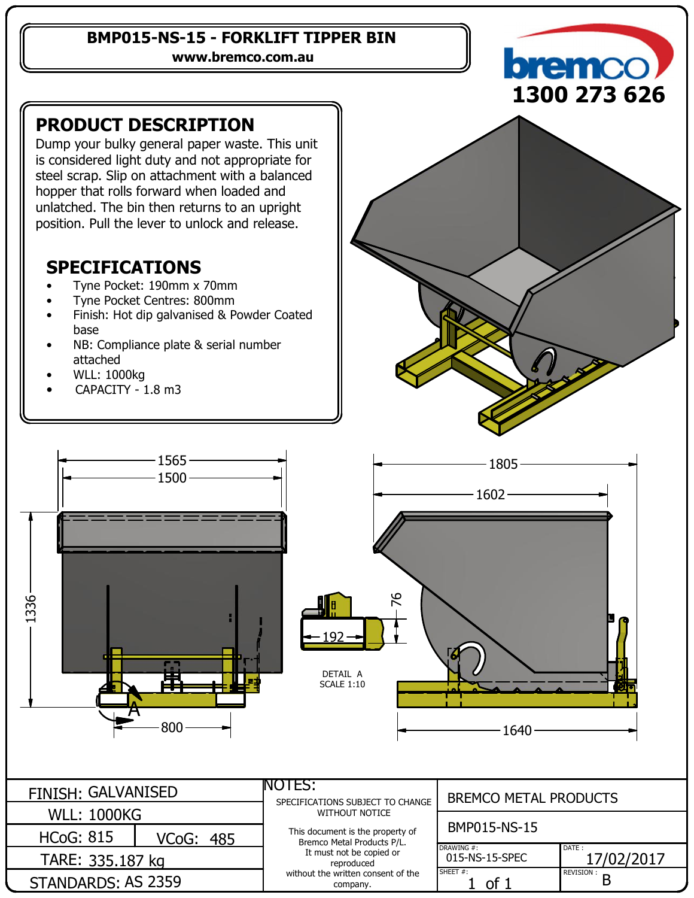# BMP015-NS-15 - FORKLIFT TIPPER BIN

www.bremco.com.au

bremco

1300 273 626

## PRODUCT DESCRIPTION

Dump your bulky general paper waste. This unit is considered light duty and not appropriate for steel scrap. Slip on attachment with a balanced hopper that rolls forward when loaded and unlatched. The bin then returns to an upright position. Pull the lever to unlock and release.

## SPECIFICATIONS

- Tyne Pocket: 190mm x 70mm
- Tyne Pocket Centres: 800mm
- Finish: Hot dip galvanised & Powder Coated base
- NB: Compliance plate & serial number attached
- WLL: 1000kg
- CAPACITY - 1.8 m3

1565
1500
1336
800
A

1805
1602
1640

76
192
DETAIL A
SCALE 1:10

| FINISH: GALVANISED | | NOTES: SPECIFICATIONS SUBJECT TO CHANGE WITHOUT NOTICE | BREMCO METAL PRODUCTS | |
|---|---|---|---|---|
| WLL: 1000KG | | This document is the property of Bremco Metal Products P/L. It must not be copied or reproduced without the written consent of the company. | BMP015-NS-15 | |
| HCoG: 815 | VCoG: 485 | | DRAWING #: 015-NS-15-SPEC | DATE: 17/02/2017 |
| TARE: 335.187 kg | | | SHEET #: 1 of 1 | REVISION: B |
| STANDARDS: AS 2359 | | | | |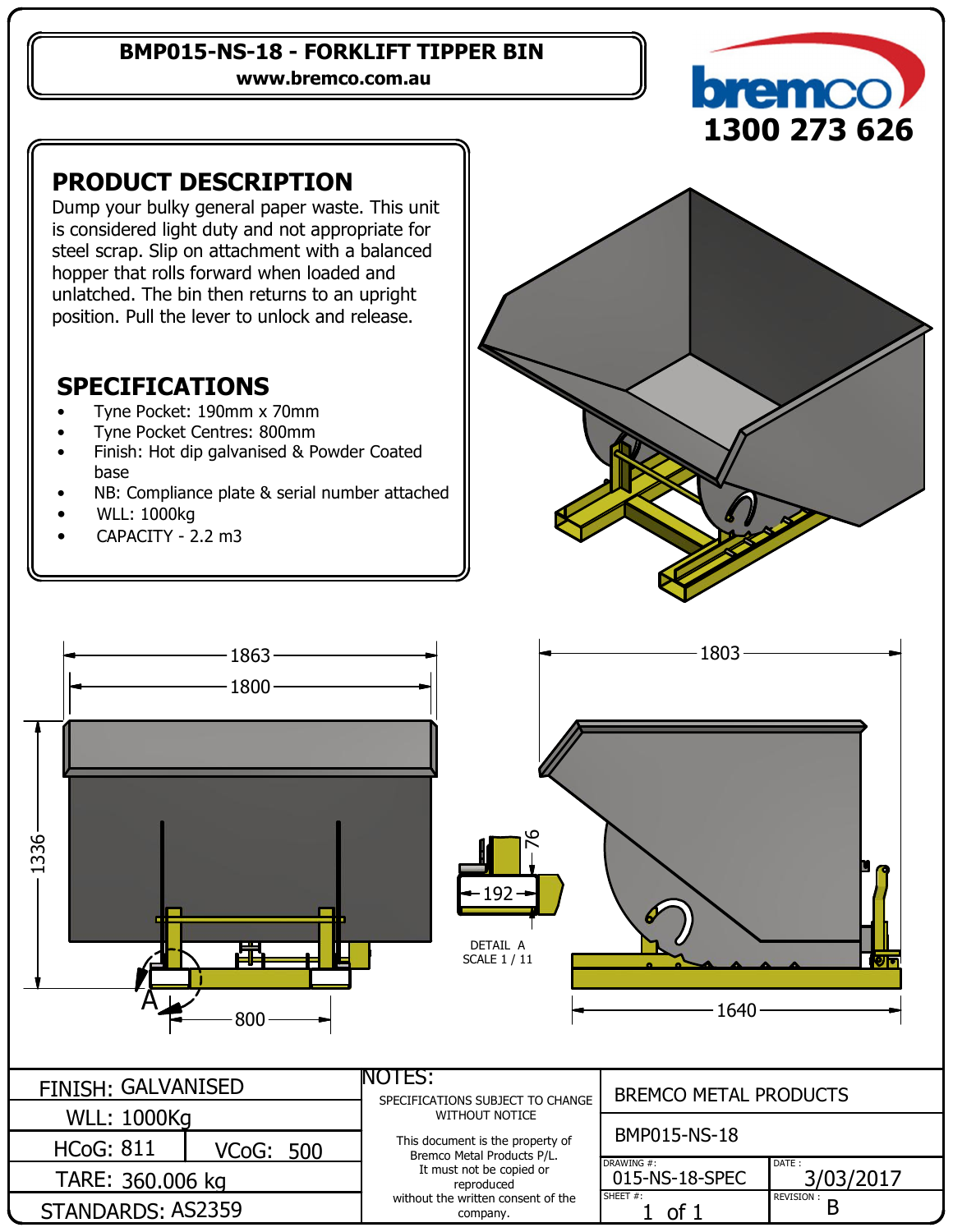# BMP015-NS-18 - FORKLIFT TIPPER BIN

www.bremco.com.au

bremco
1300 273 626

## PRODUCT DESCRIPTION

Dump your bulky general paper waste. This unit is considered light duty and not appropriate for steel scrap. Slip on attachment with a balanced hopper that rolls forward when loaded and unlatched. The bin then returns to an upright position. Pull the lever to unlock and release.

## SPECIFICATIONS

- Tyne Pocket: 190mm x 70mm
- Tyne Pocket Centres: 800mm
- Finish: Hot dip galvanised & Powder Coated base
- NB: Compliance plate & serial number attached
- WLL: 1000kg
- CAPACITY - 2.2 m3

1863
1800
1336
800
A
76
192
DETAIL A
SCALE 1 / 11
1803
1640

| | | | |
|---|---|---|---|
| FINISH: GALVANISED | | NOTES: SPECIFICATIONS SUBJECT TO CHANGE WITHOUT NOTICE<br><br>This document is the property of Bremco Metal Products P/L. It must not be copied or reproduced without the written consent of the company. | BREMCO METAL PRODUCTS |
| WLL: 1000Kg | | | BMP015-NS-18 |
| HCoG: 811 | VCoG: 500 | | DRAWING #: 015-NS-18-SPEC / DATE: 3/03/2017 |
| TARE: 360.006 kg | | | SHEET #: 1 of 1 / REVISION: B |
| STANDARDS: AS2359 | | | |